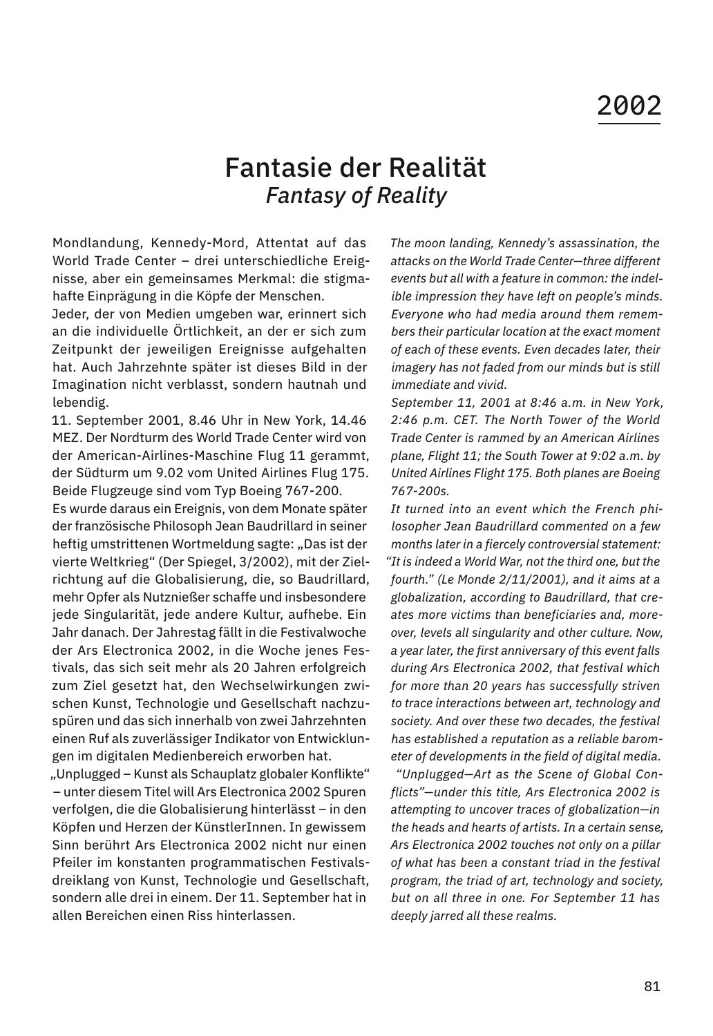# 2002

## Fantasie der Realität

*Fantasy of Reality*

Mondlandung, Kennedy-Mord, Attentat auf das World Trade Center – drei unterschiedliche Ereignisse, aber ein gemeinsames Merkmal: die stigmahafte Einprägung in die Köpfe der Menschen.

Jeder, der von Medien umgeben war, erinnert sich an die individuelle Örtlichkeit, an der er sich zum Zeitpunkt der jeweiligen Ereignisse aufgehalten hat. Auch Jahrzehnte später ist dieses Bild in der Imagination nicht verblasst, sondern hautnah und lebendig.

11. September 2001, 8.46 Uhr in New York, 14.46 MEZ. Der Nordturm des World Trade Center wird von der American-Airlines-Maschine Flug 11 gerammt, der Südturm um 9.02 vom United Airlines Flug 175. Beide Flugzeuge sind vom Typ Boeing 767-200.

Es wurde daraus ein Ereignis, von dem Monate später der französische Philosoph Jean Baudrillard in seiner heftig umstrittenen Wortmeldung sagte: „Das ist der vierte Weltkrieg“ (Der Spiegel, 3/2002), mit der Zielrichtung auf die Globalisierung, die, so Baudrillard, mehr Opfer als Nutznießer schaffe und insbesondere jede Singularität, jede andere Kultur, aufhebe. Ein Jahr danach. Der Jahrestag fällt in die Festivalwoche der Ars Electronica 2002, in die Woche jenes Festivals, das sich seit mehr als 20 Jahren erfolgreich zum Ziel gesetzt hat, den Wechselwirkungen zwischen Kunst, Technologie und Gesellschaft nachzuspüren und das sich innerhalb von zwei Jahrzehnten einen Ruf als zuverlässiger Indikator von Entwicklungen im digitalen Medienbereich erworben hat.

„Unplugged – Kunst als Schauplatz globaler Konflikte“ – unter diesem Titel will Ars Electronica 2002 Spuren verfolgen, die die Globalisierung hinterlässt – in den Köpfen und Herzen der KünstlerInnen. In gewissem Sinn berührt Ars Electronica 2002 nicht nur einen Pfeiler im konstanten programmatischen Festivalsdreiklang von Kunst, Technologie und Gesellschaft, sondern alle drei in einem. Der 11. September hat in allen Bereichen einen Riss hinterlassen.

*The moon landing, Kennedy's assassination, the attacks on the World Trade Center—three different events but all with a feature in common: the indelible impression they have left on people's minds. Everyone who had media around them remembers their particular location at the exact moment of each of these events. Even decades later, their imagery has not faded from our minds but is still immediate and vivid.*

*September 11, 2001 at 8:46 a.m. in New York, 2:46 p.m. CET. The North Tower of the World Trade Center is rammed by an American Airlines plane, Flight 11; the South Tower at 9:02 a.m. by United Airlines Flight 175. Both planes are Boeing 767-200s.*

*It turned into an event which the French philosopher Jean Baudrillard commented on a few months later in a fiercely controversial statement: "It is indeed a World War, not the third one, but the fourth." (Le Monde 2/11/2001), and it aims at a globalization, according to Baudrillard, that creates more victims than beneficiaries and, moreover, levels all singularity and other culture. Now, a year later, the first anniversary of this event falls during Ars Electronica 2002, that festival which for more than 20 years has successfully striven to trace interactions between art, technology and society. And over these two decades, the festival has established a reputation as a reliable barometer of developments in the field of digital media.*

*"Unplugged—Art as the Scene of Global Conflicts"—under this title, Ars Electronica 2002 is attempting to uncover traces of globalization—in the heads and hearts of artists. In a certain sense, Ars Electronica 2002 touches not only on a pillar of what has been a constant triad in the festival program, the triad of art, technology and society, but on all three in one. For September 11 has deeply jarred all these realms.*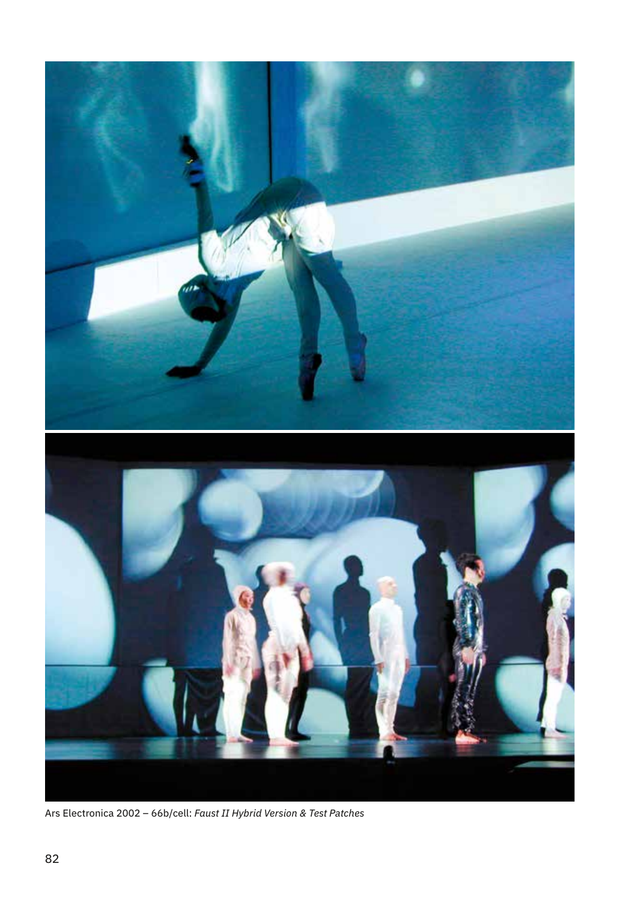Ars Electronica 2002 – 66b/cell: *Faust II Hybrid Version & Test Patches*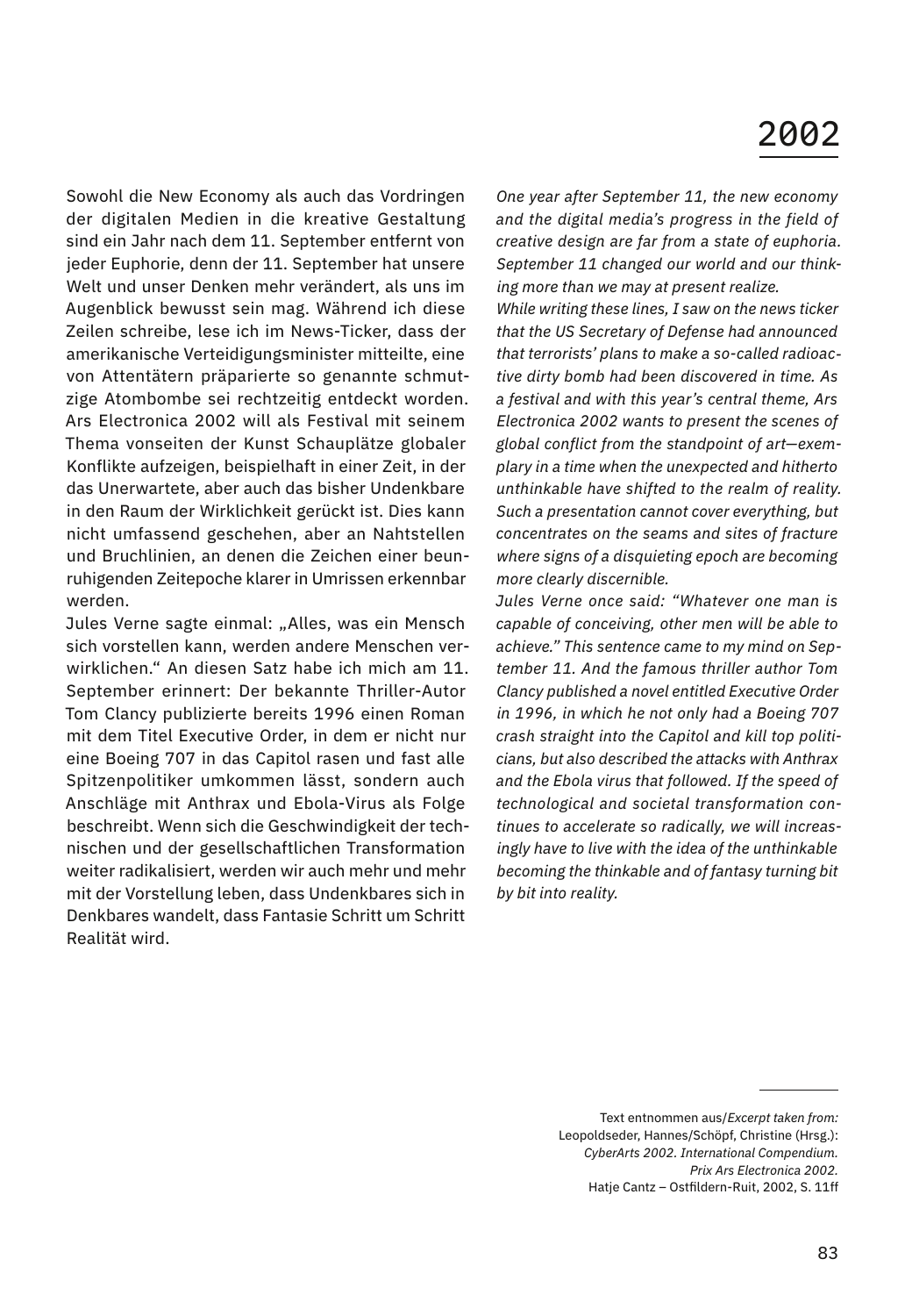# 2002

Sowohl die New Economy als auch das Vordringen der digitalen Medien in die kreative Gestaltung sind ein Jahr nach dem 11. September entfernt von jeder Euphorie, denn der 11. September hat unsere Welt und unser Denken mehr verändert, als uns im Augenblick bewusst sein mag. Während ich diese Zeilen schreibe, lese ich im News-Ticker, dass der amerikanische Verteidigungsminister mitteilte, eine von Attentätern präparierte so genannte schmutzige Atombombe sei rechtzeitig entdeckt worden. Ars Electronica 2002 will als Festival mit seinem Thema vonseiten der Kunst Schauplätze globaler Konflikte aufzeigen, beispielhaft in einer Zeit, in der das Unerwartete, aber auch das bisher Undenkbare in den Raum der Wirklichkeit gerückt ist. Dies kann nicht umfassend geschehen, aber an Nahtstellen und Bruchlinien, an denen die Zeichen einer beunruhigenden Zeitepoche klarer in Umrissen erkennbar werden.

Jules Verne sagte einmal: „Alles, was ein Mensch sich vorstellen kann, werden andere Menschen verwirklichen." An diesen Satz habe ich mich am 11. September erinnert: Der bekannte Thriller-Autor Tom Clancy publizierte bereits 1996 einen Roman mit dem Titel Executive Order, in dem er nicht nur eine Boeing 707 in das Capitol rasen und fast alle Spitzenpolitiker umkommen lässt, sondern auch Anschläge mit Anthrax und Ebola-Virus als Folge beschreibt. Wenn sich die Geschwindigkeit der technischen und der gesellschaftlichen Transformation weiter radikalisiert, werden wir auch mehr und mehr mit der Vorstellung leben, dass Undenkbares sich in Denkbares wandelt, dass Fantasie Schritt um Schritt Realität wird.

*One year after September 11, the new economy and the digital media's progress in the field of creative design are far from a state of euphoria. September 11 changed our world and our thinking more than we may at present realize.*

*While writing these lines, I saw on the news ticker that the US Secretary of Defense had announced that terrorists' plans to make a so-called radioactive dirty bomb had been discovered in time. As a festival and with this year's central theme, Ars Electronica 2002 wants to present the scenes of global conflict from the standpoint of art—exemplary in a time when the unexpected and hitherto unthinkable have shifted to the realm of reality. Such a presentation cannot cover everything, but concentrates on the seams and sites of fracture where signs of a disquieting epoch are becoming more clearly discernible.*

*Jules Verne once said: "Whatever one man is capable of conceiving, other men will be able to achieve." This sentence came to my mind on September 11. And the famous thriller author Tom Clancy published a novel entitled Executive Order in 1996, in which he not only had a Boeing 707 crash straight into the Capitol and kill top politicians, but also described the attacks with Anthrax and the Ebola virus that followed. If the speed of technological and societal transformation continues to accelerate so radically, we will increasingly have to live with the idea of the unthinkable becoming the thinkable and of fantasy turning bit by bit into reality.*

---

Text entnommen aus/*Excerpt taken from:*
Leopoldseder, Hannes/Schöpf, Christine (Hrsg.):
*CyberArts 2002. International Compendium.*
*Prix Ars Electronica 2002.*
Hatje Cantz – Ostfildern-Ruit, 2002, S. 11ff